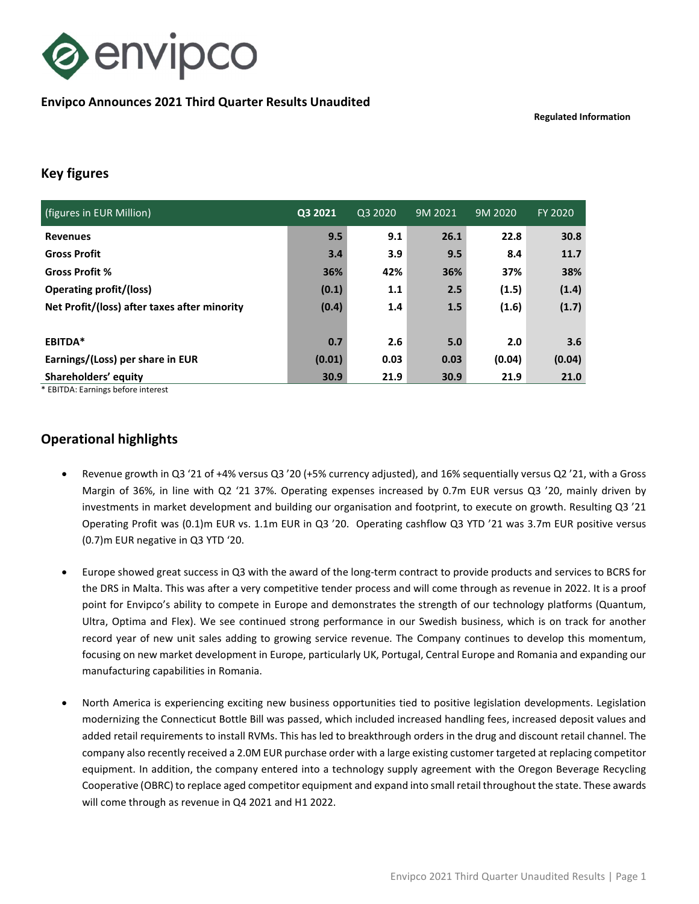# envipco

## Envipco Announces 2021 Third Quarter Results Unaudited

**Regulated Information**

## Key figures

| (figures in EUR Million) | **Q3 2021** | Q3 2020 | 9M 2021 | 9M 2020 | FY 2020 |
|---|---|---|---|---|---|
| **Revenues** | **9.5** | **9.1** | **26.1** | **22.8** | **30.8** |
| **Gross Profit** | **3.4** | **3.9** | **9.5** | **8.4** | **11.7** |
| **Gross Profit %** | **36%** | **42%** | **36%** | **37%** | **38%** |
| **Operating profit/(loss)** | **(0.1)** | **1.1** | **2.5** | **(1.5)** | **(1.4)** |
| **Net Profit/(loss) after taxes after minority** | **(0.4)** | **1.4** | **1.5** | **(1.6)** | **(1.7)** |
| | | | | | |
| **EBITDA*** | **0.7** | **2.6** | **5.0** | **2.0** | **3.6** |
| **Earnings/(Loss) per share in EUR** | **(0.01)** | **0.03** | **0.03** | **(0.04)** | **(0.04)** |
| **Shareholders' equity** | **30.9** | **21.9** | **30.9** | **21.9** | **21.0** |

* EBITDA: Earnings before interest

## Operational highlights

- Revenue growth in Q3 '21 of +4% versus Q3 '20 (+5% currency adjusted), and 16% sequentially versus Q2 '21, with a Gross Margin of 36%, in line with Q2 '21 37%. Operating expenses increased by 0.7m EUR versus Q3 '20, mainly driven by investments in market development and building our organisation and footprint, to execute on growth. Resulting Q3 '21 Operating Profit was (0.1)m EUR vs. 1.1m EUR in Q3 '20. Operating cashflow Q3 YTD '21 was 3.7m EUR positive versus (0.7)m EUR negative in Q3 YTD '20.

- Europe showed great success in Q3 with the award of the long-term contract to provide products and services to BCRS for the DRS in Malta. This was after a very competitive tender process and will come through as revenue in 2022. It is a proof point for Envipco's ability to compete in Europe and demonstrates the strength of our technology platforms (Quantum, Ultra, Optima and Flex). We see continued strong performance in our Swedish business, which is on track for another record year of new unit sales adding to growing service revenue. The Company continues to develop this momentum, focusing on new market development in Europe, particularly UK, Portugal, Central Europe and Romania and expanding our manufacturing capabilities in Romania.

- North America is experiencing exciting new business opportunities tied to positive legislation developments. Legislation modernizing the Connecticut Bottle Bill was passed, which included increased handling fees, increased deposit values and added retail requirements to install RVMs. This has led to breakthrough orders in the drug and discount retail channel. The company also recently received a 2.0M EUR purchase order with a large existing customer targeted at replacing competitor equipment. In addition, the company entered into a technology supply agreement with the Oregon Beverage Recycling Cooperative (OBRC) to replace aged competitor equipment and expand into small retail throughout the state. These awards will come through as revenue in Q4 2021 and H1 2022.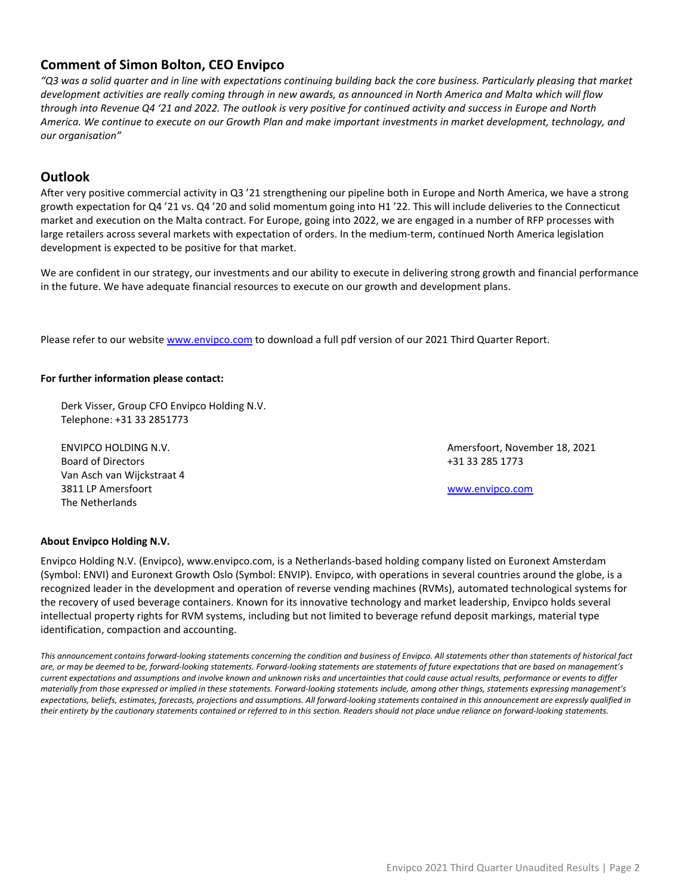## Comment of Simon Bolton, CEO Envipco

*"Q3 was a solid quarter and in line with expectations continuing building back the core business. Particularly pleasing that market development activities are really coming through in new awards, as announced in North America and Malta which will flow through into Revenue Q4 '21 and 2022. The outlook is very positive for continued activity and success in Europe and North America. We continue to execute on our Growth Plan and make important investments in market development, technology, and our organisation"*

## Outlook

After very positive commercial activity in Q3 '21 strengthening our pipeline both in Europe and North America, we have a strong growth expectation for Q4 '21 vs. Q4 '20 and solid momentum going into H1 '22. This will include deliveries to the Connecticut market and execution on the Malta contract. For Europe, going into 2022, we are engaged in a number of RFP processes with large retailers across several markets with expectation of orders. In the medium-term, continued North America legislation development is expected to be positive for that market.

We are confident in our strategy, our investments and our ability to execute in delivering strong growth and financial performance in the future. We have adequate financial resources to execute on our growth and development plans.

Please refer to our website www.envipco.com to download a full pdf version of our 2021 Third Quarter Report.

**For further information please contact:**

Derk Visser, Group CFO Envipco Holding N.V.
Telephone: +31 33 2851773

ENVIPCO HOLDING N.V.
Board of Directors
Van Asch van Wijckstraat 4
3811 LP Amersfoort
The Netherlands

Amersfoort, November 18, 2021
+31 33 285 1773

www.envipco.com

**About Envipco Holding N.V.**

Envipco Holding N.V. (Envipco), www.envipco.com, is a Netherlands-based holding company listed on Euronext Amsterdam (Symbol: ENVI) and Euronext Growth Oslo (Symbol: ENVIP). Envipco, with operations in several countries around the globe, is a recognized leader in the development and operation of reverse vending machines (RVMs), automated technological systems for the recovery of used beverage containers. Known for its innovative technology and market leadership, Envipco holds several intellectual property rights for RVM systems, including but not limited to beverage refund deposit markings, material type identification, compaction and accounting.

*This announcement contains forward-looking statements concerning the condition and business of Envipco. All statements other than statements of historical fact are, or may be deemed to be, forward-looking statements. Forward-looking statements are statements of future expectations that are based on management's current expectations and assumptions and involve known and unknown risks and uncertainties that could cause actual results, performance or events to differ materially from those expressed or implied in these statements. Forward-looking statements include, among other things, statements expressing management's expectations, beliefs, estimates, forecasts, projections and assumptions. All forward-looking statements contained in this announcement are expressly qualified in their entirety by the cautionary statements contained or referred to in this section. Readers should not place undue reliance on forward-looking statements.*